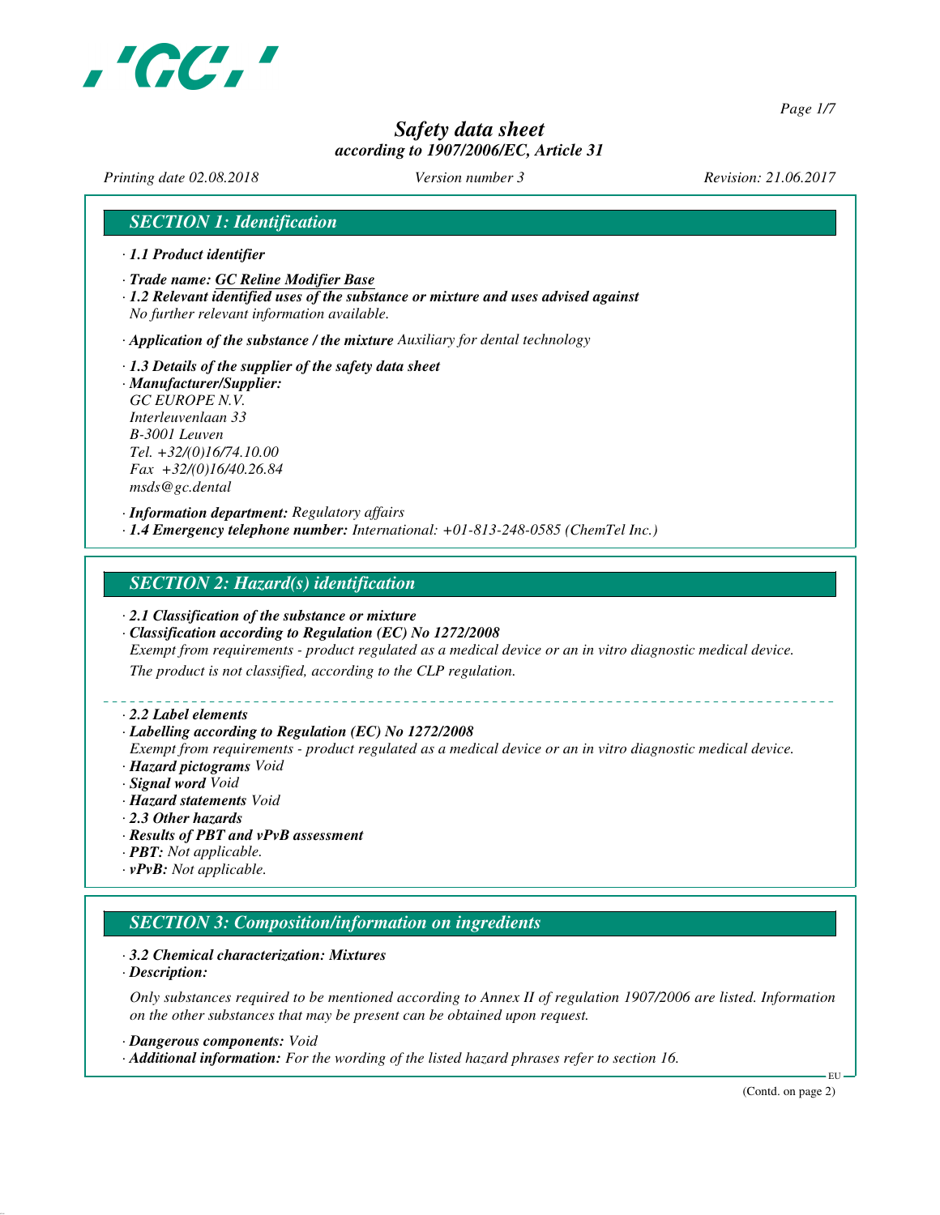# Safety data sheet

*according to 1907/2006/EC, Article 31*

*Printing date 02.08.2018* *Version number 3* *Revision: 21.06.2017*

## SECTION 1: Identification

· **1.1 Product identifier**

· **Trade name: GC Reline Modifier Base**

· **1.2 Relevant identified uses of the substance or mixture and uses advised against**
*No further relevant information available.*

· **Application of the substance / the mixture** *Auxiliary for dental technology*

· **1.3 Details of the supplier of the safety data sheet**

· **Manufacturer/Supplier:**
*GC EUROPE N.V.*
*Interleuvenlaan 33*
*B-3001 Leuven*
*Tel. +32/(0)16/74.10.00*
*Fax +32/(0)16/40.26.84*
*msds@gc.dental*

· **Information department:** *Regulatory affairs*

· **1.4 Emergency telephone number:** *International: +01-813-248-0585 (ChemTel Inc.)*

## SECTION 2: Hazard(s) identification

· **2.1 Classification of the substance or mixture**

· **Classification according to Regulation (EC) No 1272/2008**
*Exempt from requirements - product regulated as a medical device or an in vitro diagnostic medical device.*
*The product is not classified, according to the CLP regulation.*

· **2.2 Label elements**

· **Labelling according to Regulation (EC) No 1272/2008**
*Exempt from requirements - product regulated as a medical device or an in vitro diagnostic medical device.*

· **Hazard pictograms** *Void*

· **Signal word** *Void*

· **Hazard statements** *Void*

· **2.3 Other hazards**

· **Results of PBT and vPvB assessment**

· **PBT:** *Not applicable.*

· **vPvB:** *Not applicable.*

## SECTION 3: Composition/information on ingredients

· **3.2 Chemical characterization: Mixtures**

· **Description:**

*Only substances required to be mentioned according to Annex II of regulation 1907/2006 are listed. Information on the other substances that may be present can be obtained upon request.*

· **Dangerous components:** *Void*

· **Additional information:** *For the wording of the listed hazard phrases refer to section 16.*

(Contd. on page 2)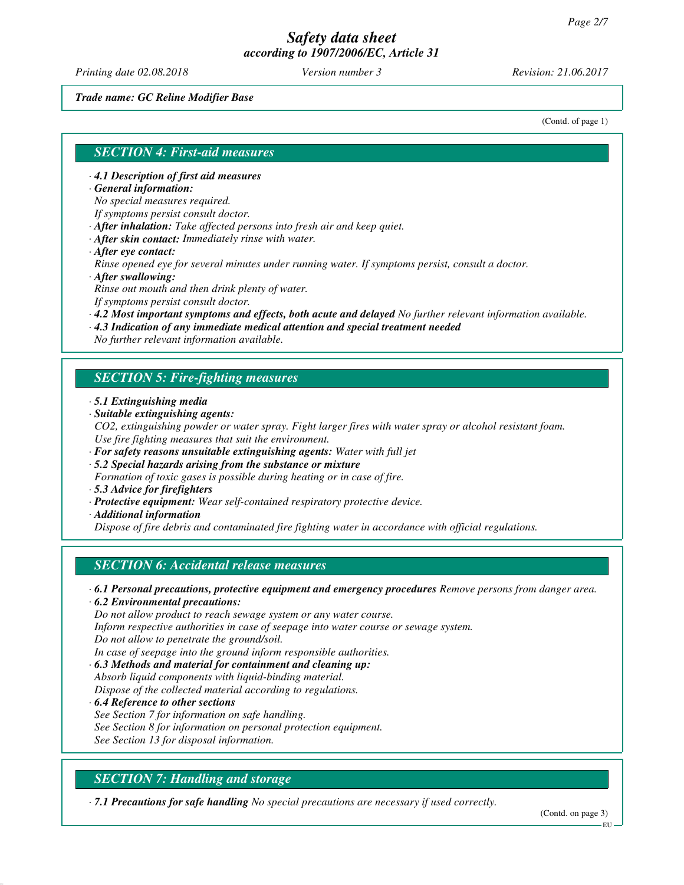*Trade name: GC Reline Modifier Base*

(Contd. of page 1)

## SECTION 4: First-aid measures

· ***4.1 Description of first aid measures***
· ***General information:***
*No special measures required.*
*If symptoms persist consult doctor.*
· ***After inhalation:*** *Take affected persons into fresh air and keep quiet.*
· ***After skin contact:*** *Immediately rinse with water.*
· ***After eye contact:***
*Rinse opened eye for several minutes under running water. If symptoms persist, consult a doctor.*
· ***After swallowing:***
*Rinse out mouth and then drink plenty of water.*
*If symptoms persist consult doctor.*
· ***4.2 Most important symptoms and effects, both acute and delayed*** *No further relevant information available.*
· ***4.3 Indication of any immediate medical attention and special treatment needed***
*No further relevant information available.*

## SECTION 5: Fire-fighting measures

· ***5.1 Extinguishing media***
· ***Suitable extinguishing agents:***
*$CO_2$, extinguishing powder or water spray. Fight larger fires with water spray or alcohol resistant foam.*
*Use fire fighting measures that suit the environment.*
· ***For safety reasons unsuitable extinguishing agents:*** *Water with full jet*
· ***5.2 Special hazards arising from the substance or mixture***
*Formation of toxic gases is possible during heating or in case of fire.*
· ***5.3 Advice for firefighters***
· ***Protective equipment:*** *Wear self-contained respiratory protective device.*
· ***Additional information***
*Dispose of fire debris and contaminated fire fighting water in accordance with official regulations.*

## SECTION 6: Accidental release measures

· ***6.1 Personal precautions, protective equipment and emergency procedures*** *Remove persons from danger area.*
· ***6.2 Environmental precautions:***
*Do not allow product to reach sewage system or any water course.*
*Inform respective authorities in case of seepage into water course or sewage system.*
*Do not allow to penetrate the ground/soil.*
*In case of seepage into the ground inform responsible authorities.*
· ***6.3 Methods and material for containment and cleaning up:***
*Absorb liquid components with liquid-binding material.*
*Dispose of the collected material according to regulations.*
· ***6.4 Reference to other sections***
*See Section 7 for information on safe handling.*
*See Section 8 for information on personal protection equipment.*
*See Section 13 for disposal information.*

## SECTION 7: Handling and storage

· ***7.1 Precautions for safe handling*** *No special precautions are necessary if used correctly.*

(Contd. on page 3)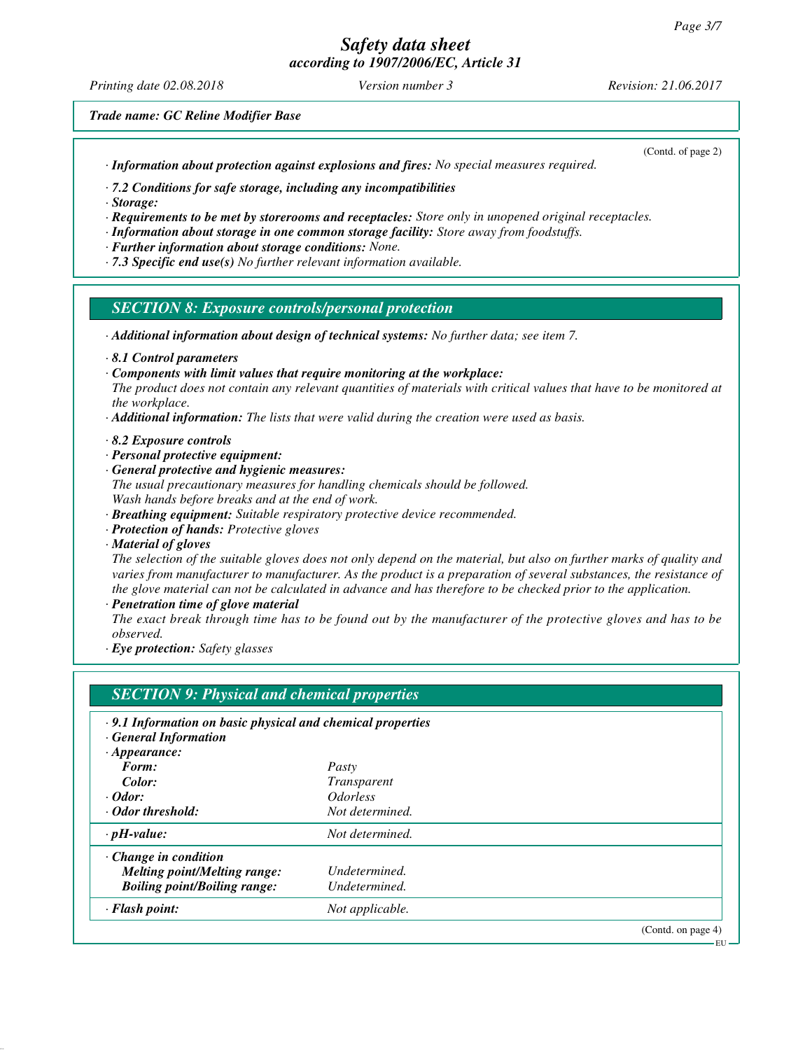*Trade name: GC Reline Modifier Base*

(Contd. of page 2)

· ***Information about protection against explosions and fires:*** *No special measures required.*

· ***7.2 Conditions for safe storage, including any incompatibilities***
· ***Storage:***
· ***Requirements to be met by storerooms and receptacles:*** *Store only in unopened original receptacles.*
· ***Information about storage in one common storage facility:*** *Store away from foodstuffs.*
· ***Further information about storage conditions:*** *None.*
· ***7.3 Specific end use(s)*** *No further relevant information available.*

## SECTION 8: Exposure controls/personal protection

· ***Additional information about design of technical systems:*** *No further data; see item 7.*

· ***8.1 Control parameters***
· ***Components with limit values that require monitoring at the workplace:***
*The product does not contain any relevant quantities of materials with critical values that have to be monitored at the workplace.*
· ***Additional information:*** *The lists that were valid during the creation were used as basis.*

· ***8.2 Exposure controls***
· ***Personal protective equipment:***
· ***General protective and hygienic measures:***
*The usual precautionary measures for handling chemicals should be followed.*
*Wash hands before breaks and at the end of work.*
· ***Breathing equipment:*** *Suitable respiratory protective device recommended.*
· ***Protection of hands:*** *Protective gloves*
· ***Material of gloves***
*The selection of the suitable gloves does not only depend on the material, but also on further marks of quality and varies from manufacturer to manufacturer. As the product is a preparation of several substances, the resistance of the glove material can not be calculated in advance and has therefore to be checked prior to the application.*
· ***Penetration time of glove material***
*The exact break through time has to be found out by the manufacturer of the protective gloves and has to be observed.*
· ***Eye protection:*** *Safety glasses*

## SECTION 9: Physical and chemical properties

| · ***9.1 Information on basic physical and chemical properties*** | |
|---|---|
| · ***General Information*** | |
| · ***Appearance:*** | |
| ***Form:*** | *Pasty* |
| ***Color:*** | *Transparent* |
| · ***Odor:*** | *Odorless* |
| · ***Odor threshold:*** | *Not determined.* |
| · ***pH-value:*** | *Not determined.* |
| · ***Change in condition*** | |
| ***Melting point/Melting range:*** | *Undetermined.* |
| ***Boiling point/Boiling range:*** | *Undetermined.* |
| · ***Flash point:*** | *Not applicable.* |

(Contd. on page 4)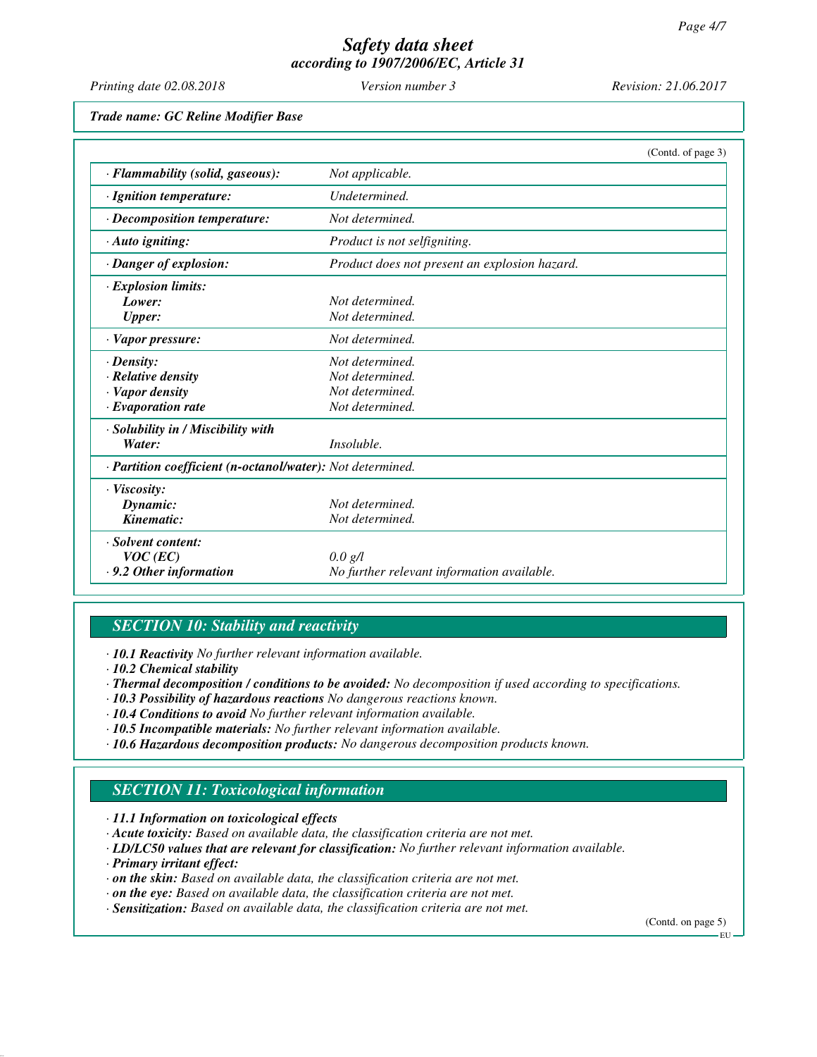*Trade name: GC Reline Modifier Base*

(Contd. of page 3)

| | |
|---|---|
| · **Flammability (solid, gaseous):** | Not applicable. |
| · **Ignition temperature:** | Undetermined. |
| · **Decomposition temperature:** | Not determined. |
| · **Auto igniting:** | Product is not selfigniting. |
| · **Danger of explosion:** | Product does not present an explosion hazard. |
| · **Explosion limits:** | |
| **Lower:** | Not determined. |
| **Upper:** | Not determined. |
| · **Vapor pressure:** | Not determined. |
| · **Density:** | Not determined. |
| · **Relative density** | Not determined. |
| · **Vapor density** | Not determined. |
| · **Evaporation rate** | Not determined. |
| · **Solubility in / Miscibility with** | |
| **Water:** | Insoluble. |
| · **Partition coefficient (n-octanol/water):** | Not determined. |
| · **Viscosity:** | |
| **Dynamic:** | Not determined. |
| **Kinematic:** | Not determined. |
| · **Solvent content:** | |
| **VOC (EC)** | 0.0 g/l |
| · **9.2 Other information** | No further relevant information available. |

## SECTION 10: Stability and reactivity

· **10.1 Reactivity** No further relevant information available.
· **10.2 Chemical stability**
· **Thermal decomposition / conditions to be avoided:** No decomposition if used according to specifications.
· **10.3 Possibility of hazardous reactions** No dangerous reactions known.
· **10.4 Conditions to avoid** No further relevant information available.
· **10.5 Incompatible materials:** No further relevant information available.
· **10.6 Hazardous decomposition products:** No dangerous decomposition products known.

## SECTION 11: Toxicological information

· **11.1 Information on toxicological effects**
· **Acute toxicity:** Based on available data, the classification criteria are not met.
· **LD/LC50 values that are relevant for classification:** No further relevant information available.
· **Primary irritant effect:**
· **on the skin:** Based on available data, the classification criteria are not met.
· **on the eye:** Based on available data, the classification criteria are not met.
· **Sensitization:** Based on available data, the classification criteria are not met.

(Contd. on page 5)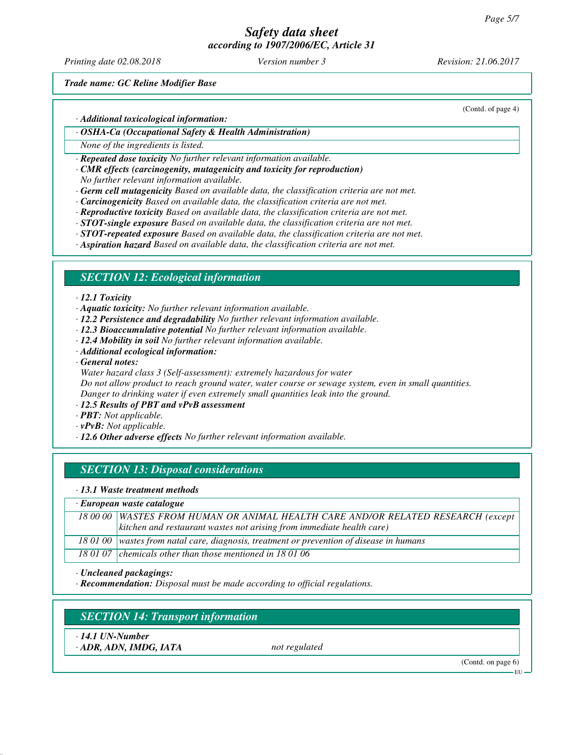*Trade name: GC Reline Modifier Base*

(Contd. of page 4)

· ***Additional toxicological information:***

· ***OSHA-Ca (Occupational Safety & Health Administration)***

*None of the ingredients is listed.*

· ***Repeated dose toxicity*** *No further relevant information available.*
· ***CMR effects (carcinogenity, mutagenicity and toxicity for reproduction)***
*No further relevant information available.*
· ***Germ cell mutagenicity*** *Based on available data, the classification criteria are not met.*
· ***Carcinogenicity*** *Based on available data, the classification criteria are not met.*
· ***Reproductive toxicity*** *Based on available data, the classification criteria are not met.*
· ***STOT-single exposure*** *Based on available data, the classification criteria are not met.*
· ***STOT-repeated exposure*** *Based on available data, the classification criteria are not met.*
· ***Aspiration hazard*** *Based on available data, the classification criteria are not met.*

## *SECTION 12: Ecological information*

· ***12.1 Toxicity***
· ***Aquatic toxicity:*** *No further relevant information available.*
· ***12.2 Persistence and degradability*** *No further relevant information available.*
· ***12.3 Bioaccumulative potential*** *No further relevant information available.*
· ***12.4 Mobility in soil*** *No further relevant information available.*
· ***Additional ecological information:***
· ***General notes:***
*Water hazard class 3 (Self-assessment): extremely hazardous for water*
*Do not allow product to reach ground water, water course or sewage system, even in small quantities.*
*Danger to drinking water if even extremely small quantities leak into the ground.*
· ***12.5 Results of PBT and vPvB assessment***
· ***PBT:*** *Not applicable.*
· ***vPvB:*** *Not applicable.*
· ***12.6 Other adverse effects*** *No further relevant information available.*

## *SECTION 13: Disposal considerations*

· ***13.1 Waste treatment methods***

| · ***European waste catalogue*** | |
|---|---|
| *18 00 00* | *WASTES FROM HUMAN OR ANIMAL HEALTH CARE AND/OR RELATED RESEARCH (except kitchen and restaurant wastes not arising from immediate health care)* |
| *18 01 00* | *wastes from natal care, diagnosis, treatment or prevention of disease in humans* |
| *18 01 07* | *chemicals other than those mentioned in 18 01 06* |

· ***Uncleaned packagings:***
· ***Recommendation:*** *Disposal must be made according to official regulations.*

## *SECTION 14: Transport information*

· ***14.1 UN-Number***
· ***ADR, ADN, IMDG, IATA*** *not regulated*

(Contd. on page 6)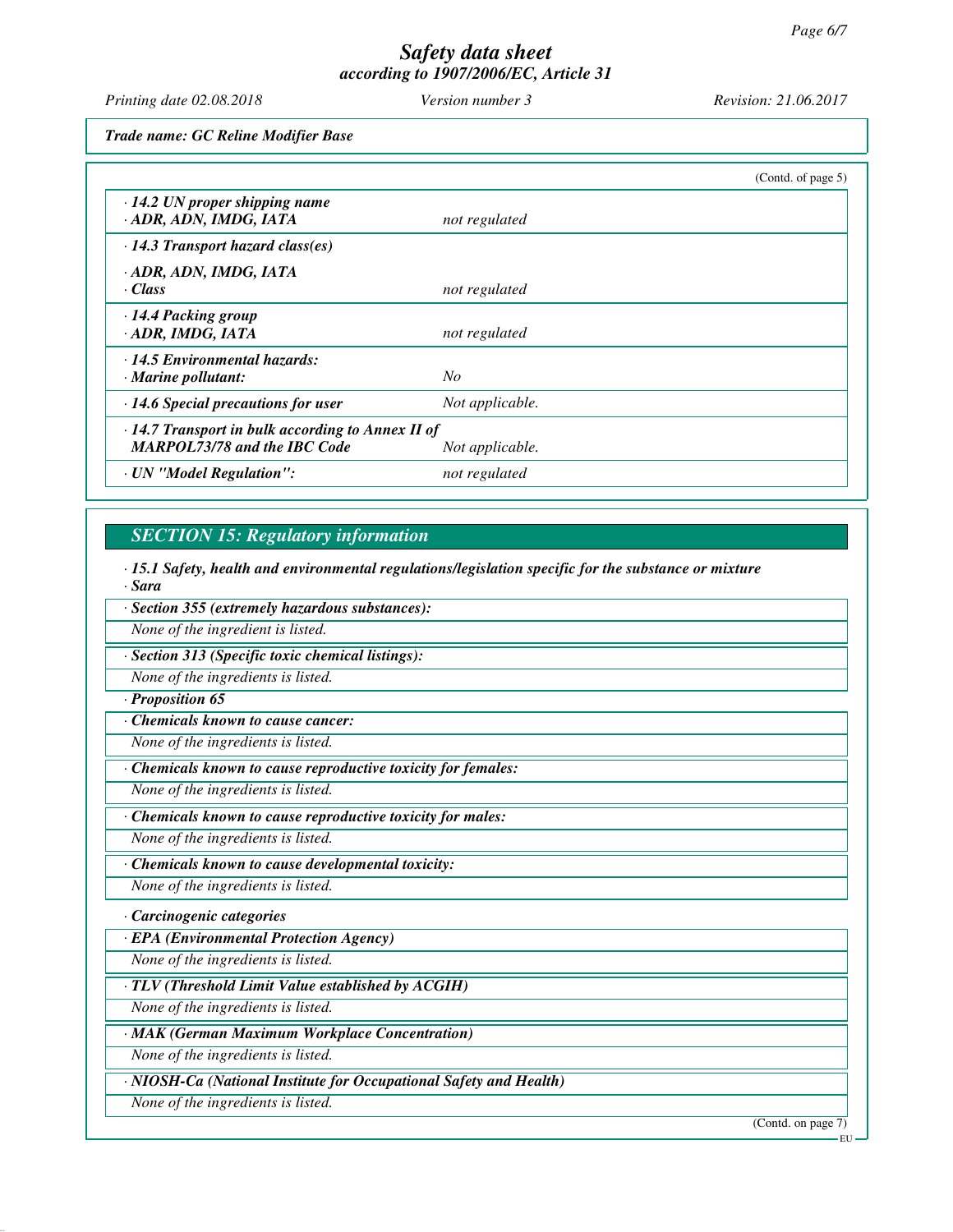*Trade name: GC Reline Modifier Base*

(Contd. of page 5)

| | |
|---|---|
| **· 14.2 UN proper shipping name** | |
| **· ADR, ADN, IMDG, IATA** | *not regulated* |
| **· 14.3 Transport hazard class(es)** | |
| **· ADR, ADN, IMDG, IATA** | |
| **· Class** | *not regulated* |
| **· 14.4 Packing group** | |
| **· ADR, IMDG, IATA** | *not regulated* |
| **· 14.5 Environmental hazards:** | |
| **· Marine pollutant:** | *No* |
| **· 14.6 Special precautions for user** | *Not applicable.* |
| **· 14.7 Transport in bulk according to Annex II of MARPOL73/78 and the IBC Code** | *Not applicable.* |
| **· UN "Model Regulation":** | *not regulated* |

## SECTION 15: Regulatory information

**· 15.1 Safety, health and environmental regulations/legislation specific for the substance or mixture**

**· Sara**

**· Section 355 (extremely hazardous substances):**

*None of the ingredient is listed.*

**· Section 313 (Specific toxic chemical listings):**

*None of the ingredients is listed.*

**· Proposition 65**

**· Chemicals known to cause cancer:**

*None of the ingredients is listed.*

**· Chemicals known to cause reproductive toxicity for females:**

*None of the ingredients is listed.*

**· Chemicals known to cause reproductive toxicity for males:**

*None of the ingredients is listed.*

**· Chemicals known to cause developmental toxicity:**

*None of the ingredients is listed.*

**· Carcinogenic categories**

**· EPA (Environmental Protection Agency)**

*None of the ingredients is listed.*

**· TLV (Threshold Limit Value established by ACGIH)**

*None of the ingredients is listed.*

**· MAK (German Maximum Workplace Concentration)**

*None of the ingredients is listed.*

**· NIOSH-Ca (National Institute for Occupational Safety and Health)**

*None of the ingredients is listed.*

(Contd. on page 7)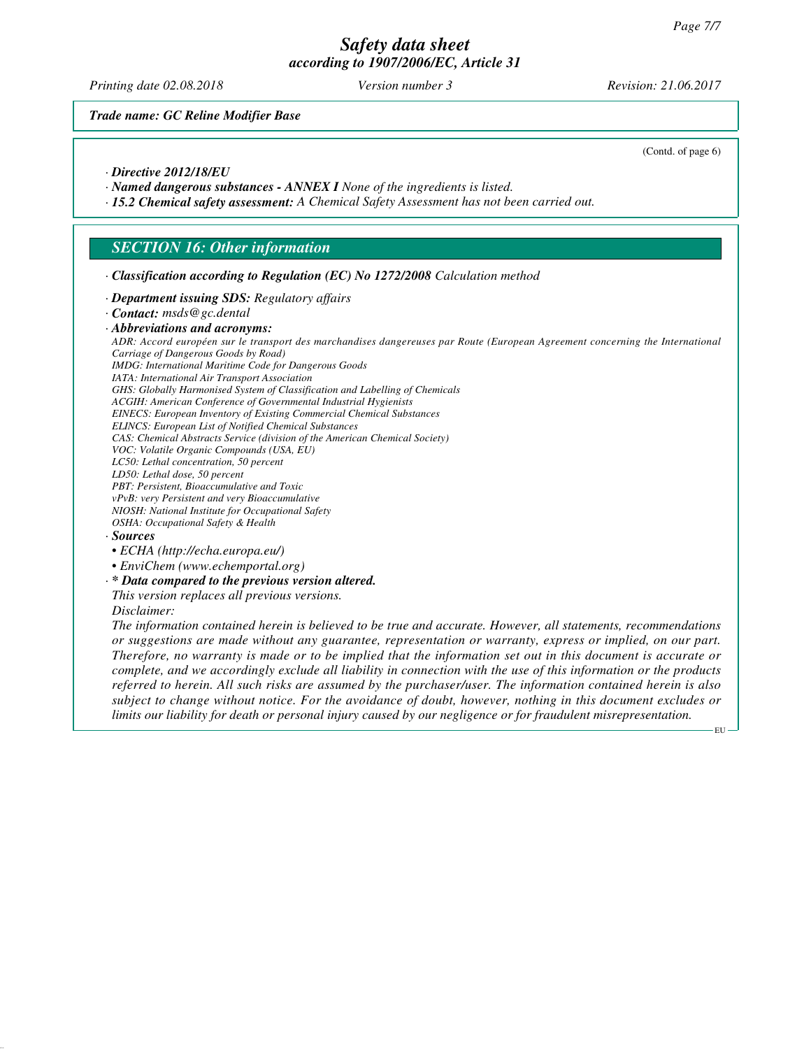(Contd. of page 6)

· **Directive 2012/18/EU**
· **Named dangerous substances - ANNEX I** None of the ingredients is listed.
· **15.2 Chemical safety assessment:** A Chemical Safety Assessment has not been carried out.

## SECTION 16: Other information

· **Classification according to Regulation (EC) No 1272/2008** Calculation method

· **Department issuing SDS:** Regulatory affairs
· **Contact:** msds@gc.dental
· **Abbreviations and acronyms:**
ADR: Accord européen sur le transport des marchandises dangereuses par Route (European Agreement concerning the International Carriage of Dangerous Goods by Road)
IMDG: International Maritime Code for Dangerous Goods
IATA: International Air Transport Association
GHS: Globally Harmonised System of Classification and Labelling of Chemicals
ACGIH: American Conference of Governmental Industrial Hygienists
EINECS: European Inventory of Existing Commercial Chemical Substances
ELINCS: European List of Notified Chemical Substances
CAS: Chemical Abstracts Service (division of the American Chemical Society)
VOC: Volatile Organic Compounds (USA, EU)
LC50: Lethal concentration, 50 percent
LD50: Lethal dose, 50 percent
PBT: Persistent, Bioaccumulative and Toxic
vPvB: very Persistent and very Bioaccumulative
NIOSH: National Institute for Occupational Safety
OSHA: Occupational Safety & Health
· **Sources**
- ECHA (http://echa.europa.eu/)
- EnviChem (www.echemportal.org)

· *** Data compared to the previous version altered.**
This version replaces all previous versions.
Disclaimer:
The information contained herein is believed to be true and accurate. However, all statements, recommendations or suggestions are made without any guarantee, representation or warranty, express or implied, on our part. Therefore, no warranty is made or to be implied that the information set out in this document is accurate or complete, and we accordingly exclude all liability in connection with the use of this information or the products referred to herein. All such risks are assumed by the purchaser/user. The information contained herein is also subject to change without notice. For the avoidance of doubt, however, nothing in this document excludes or limits our liability for death or personal injury caused by our negligence or for fraudulent misrepresentation.

EU